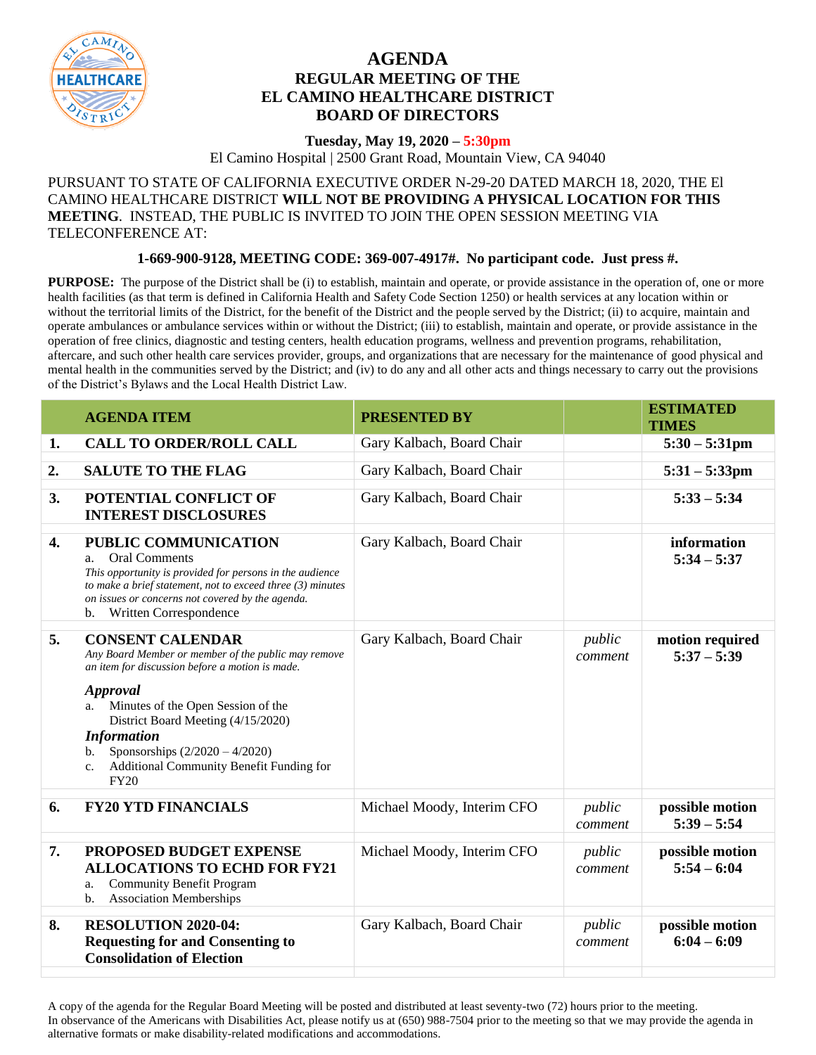# AGENDA
## REGULAR MEETING OF THE EL CAMINO HEALTHCARE DISTRICT BOARD OF DIRECTORS

**Tuesday, May 19, 2020 – 5:30pm**

El Camino Hospital | 2500 Grant Road, Mountain View, CA 94040

PURSUANT TO STATE OF CALIFORNIA EXECUTIVE ORDER N-29-20 DATED MARCH 18, 2020, THE El CAMINO HEALTHCARE DISTRICT **WILL NOT BE PROVIDING A PHYSICAL LOCATION FOR THIS MEETING**. INSTEAD, THE PUBLIC IS INVITED TO JOIN THE OPEN SESSION MEETING VIA TELECONFERENCE AT:

**1-669-900-9128, MEETING CODE: 369-007-4917#. No participant code. Just press #.**

**PURPOSE:** The purpose of the District shall be (i) to establish, maintain and operate, or provide assistance in the operation of, one or more health facilities (as that term is defined in California Health and Safety Code Section 1250) or health services at any location within or without the territorial limits of the District, for the benefit of the District and the people served by the District; (ii) to acquire, maintain and operate ambulances or ambulance services within or without the District; (iii) to establish, maintain and operate, or provide assistance in the operation of free clinics, diagnostic and testing centers, health education programs, wellness and prevention programs, rehabilitation, aftercare, and such other health care services provider, groups, and organizations that are necessary for the maintenance of good physical and mental health in the communities served by the District; and (iv) to do any and all other acts and things necessary to carry out the provisions of the District's Bylaws and the Local Health District Law.

| | AGENDA ITEM | PRESENTED BY | | ESTIMATED TIMES |
|---|---|---|---|---|
| **1.** | **CALL TO ORDER/ROLL CALL** | Gary Kalbach, Board Chair | | **5:30 – 5:31pm** |
| **2.** | **SALUTE TO THE FLAG** | Gary Kalbach, Board Chair | | **5:31 – 5:33pm** |
| **3.** | **POTENTIAL CONFLICT OF INTEREST DISCLOSURES** | Gary Kalbach, Board Chair | | **5:33 – 5:34** |
| **4.** | **PUBLIC COMMUNICATION**<br>a. Oral Comments<br>*This opportunity is provided for persons in the audience to make a brief statement, not to exceed three (3) minutes on issues or concerns not covered by the agenda.*<br>b. Written Correspondence | Gary Kalbach, Board Chair | | **information**<br>**5:34 – 5:37** |
| **5.** | **CONSENT CALENDAR**<br>*Any Board Member or member of the public may remove an item for discussion before a motion is made.*<br>***Approval***<br>a. Minutes of the Open Session of the District Board Meeting (4/15/2020)<br>***Information***<br>b. Sponsorships (2/2020 – 4/2020)<br>c. Additional Community Benefit Funding for FY20 | Gary Kalbach, Board Chair | *public comment* | **motion required**<br>**5:37 – 5:39** |
| **6.** | **FY20 YTD FINANCIALS** | Michael Moody, Interim CFO | *public comment* | **possible motion**<br>**5:39 – 5:54** |
| **7.** | **PROPOSED BUDGET EXPENSE ALLOCATIONS TO ECHD FOR FY21**<br>a. Community Benefit Program<br>b. Association Memberships | Michael Moody, Interim CFO | *public comment* | **possible motion**<br>**5:54 – 6:04** |
| **8.** | **RESOLUTION 2020-04: Requesting for and Consenting to Consolidation of Election** | Gary Kalbach, Board Chair | *public comment* | **possible motion**<br>**6:04 – 6:09** |

A copy of the agenda for the Regular Board Meeting will be posted and distributed at least seventy-two (72) hours prior to the meeting. In observance of the Americans with Disabilities Act, please notify us at (650) 988-7504 prior to the meeting so that we may provide the agenda in alternative formats or make disability-related modifications and accommodations.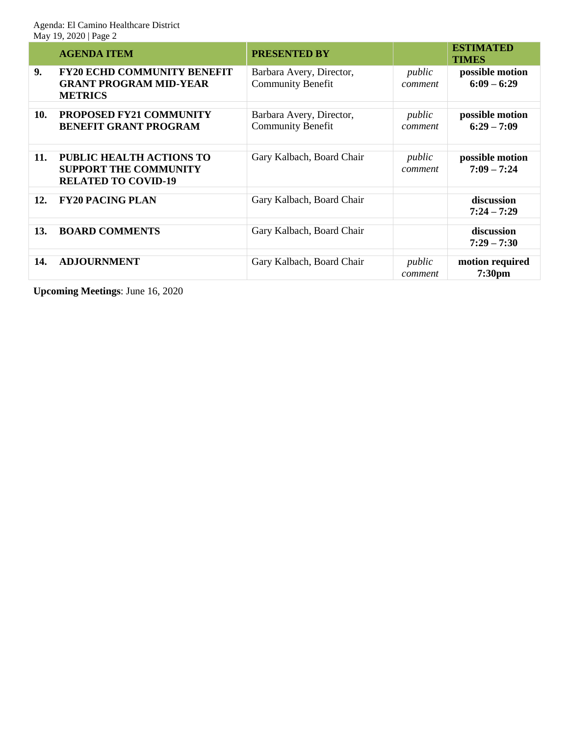| | AGENDA ITEM | PRESENTED BY | | ESTIMATED TIMES |
|---|---|---|---|---|
| 9. | **FY20 ECHD COMMUNITY BENEFIT GRANT PROGRAM MID-YEAR METRICS** | Barbara Avery, Director, Community Benefit | *public comment* | **possible motion 6:09 – 6:29** |
| 10. | **PROPOSED FY21 COMMUNITY BENEFIT GRANT PROGRAM** | Barbara Avery, Director, Community Benefit | *public comment* | **possible motion 6:29 – 7:09** |
| 11. | **PUBLIC HEALTH ACTIONS TO SUPPORT THE COMMUNITY RELATED TO COVID-19** | Gary Kalbach, Board Chair | *public comment* | **possible motion 7:09 – 7:24** |
| 12. | **FY20 PACING PLAN** | Gary Kalbach, Board Chair | | **discussion 7:24 – 7:29** |
| 13. | **BOARD COMMENTS** | Gary Kalbach, Board Chair | | **discussion 7:29 – 7:30** |
| 14. | **ADJOURNMENT** | Gary Kalbach, Board Chair | *public comment* | **motion required 7:30pm** |

**Upcoming Meetings**: June 16, 2020